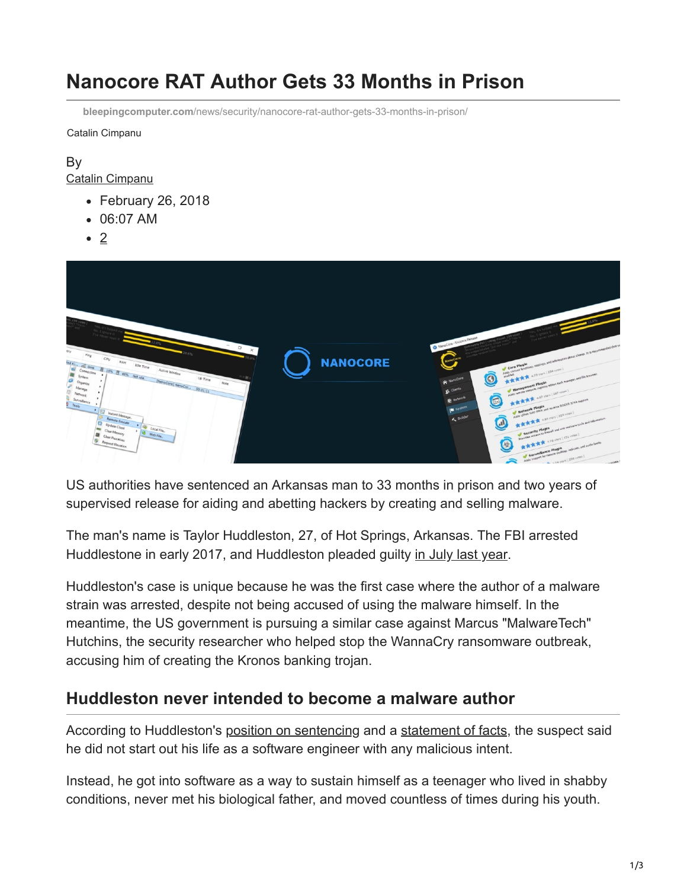# Nanocore RAT Author Gets 33 Months in Prison

bleepingcomputer.com/news/security/nanocore-rat-author-gets-33-months-in-prison/

Catalin Cimpanu

By
Catalin Cimpanu

- February 26, 2018
- 06:07 AM
- 2

US authorities have sentenced an Arkansas man to 33 months in prison and two years of supervised release for aiding and abetting hackers by creating and selling malware.

The man's name is Taylor Huddleston, 27, of Hot Springs, Arkansas. The FBI arrested Huddlestone in early 2017, and Huddleston pleaded guilty in July last year.

Huddleston's case is unique because he was the first case where the author of a malware strain was arrested, despite not being accused of using the malware himself. In the meantime, the US government is pursuing a similar case against Marcus "MalwareTech" Hutchins, the security researcher who helped stop the WannaCry ransomware outbreak, accusing him of creating the Kronos banking trojan.

## Huddleston never intended to become a malware author

According to Huddleston's position on sentencing and a statement of facts, the suspect said he did not start out his life as a software engineer with any malicious intent.

Instead, he got into software as a way to sustain himself as a teenager who lived in shabby conditions, never met his biological father, and moved countless of times during his youth.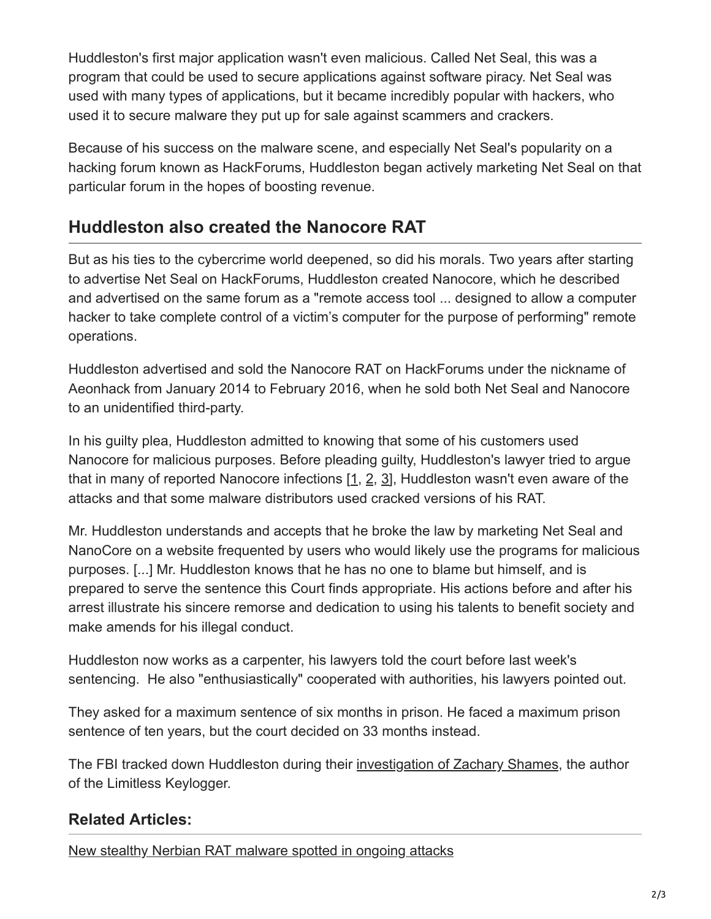Huddleston's first major application wasn't even malicious. Called Net Seal, this was a program that could be used to secure applications against software piracy. Net Seal was used with many types of applications, but it became incredibly popular with hackers, who used it to secure malware they put up for sale against scammers and crackers.

Because of his success on the malware scene, and especially Net Seal's popularity on a hacking forum known as HackForums, Huddleston began actively marketing Net Seal on that particular forum in the hopes of boosting revenue.

## Huddleston also created the Nanocore RAT

But as his ties to the cybercrime world deepened, so did his morals. Two years after starting to advertise Net Seal on HackForums, Huddleston created Nanocore, which he described and advertised on the same forum as a "remote access tool ... designed to allow a computer hacker to take complete control of a victim's computer for the purpose of performing" remote operations.

Huddleston advertised and sold the Nanocore RAT on HackForums under the nickname of Aeonhack from January 2014 to February 2016, when he sold both Net Seal and Nanocore to an unidentified third-party.

In his guilty plea, Huddleston admitted to knowing that some of his customers used Nanocore for malicious purposes. Before pleading guilty, Huddleston's lawyer tried to argue that in many of reported Nanocore infections [1, 2, 3], Huddleston wasn't even aware of the attacks and that some malware distributors used cracked versions of his RAT.

Mr. Huddleston understands and accepts that he broke the law by marketing Net Seal and NanoCore on a website frequented by users who would likely use the programs for malicious purposes. [...] Mr. Huddleston knows that he has no one to blame but himself, and is prepared to serve the sentence this Court finds appropriate. His actions before and after his arrest illustrate his sincere remorse and dedication to using his talents to benefit society and make amends for his illegal conduct.

Huddleston now works as a carpenter, his lawyers told the court before last week's sentencing. He also "enthusiastically" cooperated with authorities, his lawyers pointed out.

They asked for a maximum sentence of six months in prison. He faced a maximum prison sentence of ten years, but the court decided on 33 months instead.

The FBI tracked down Huddleston during their investigation of Zachary Shames, the author of the Limitless Keylogger.

### Related Articles:

New stealthy Nerbian RAT malware spotted in ongoing attacks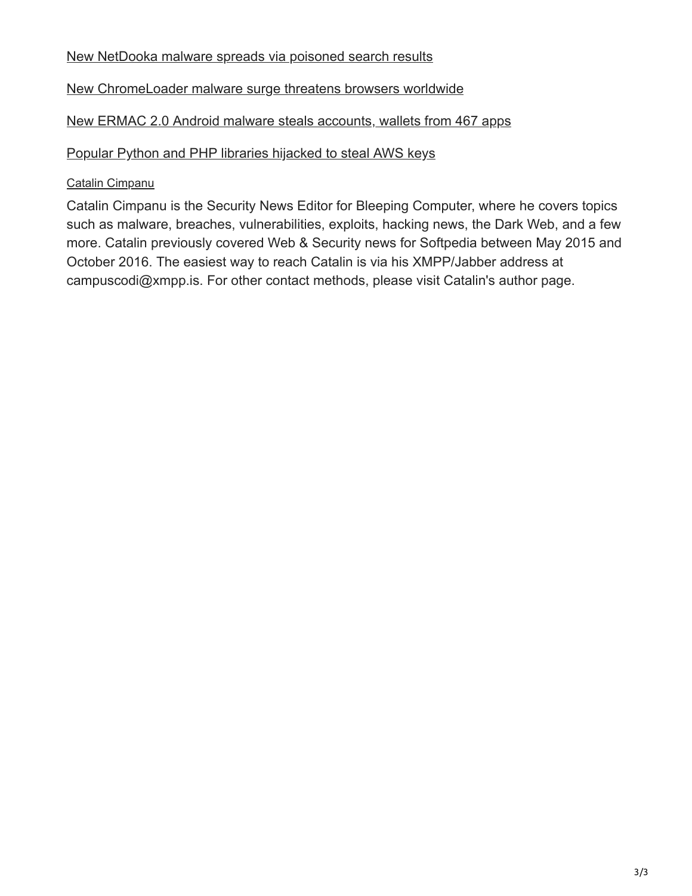[New NetDooka malware spreads via poisoned search results]

[New ChromeLoader malware surge threatens browsers worldwide]

[New ERMAC 2.0 Android malware steals accounts, wallets from 467 apps]

[Popular Python and PHP libraries hijacked to steal AWS keys]

[Catalin Cimpanu]

Catalin Cimpanu is the Security News Editor for Bleeping Computer, where he covers topics such as malware, breaches, vulnerabilities, exploits, hacking news, the Dark Web, and a few more. Catalin previously covered Web & Security news for Softpedia between May 2015 and October 2016. The easiest way to reach Catalin is via his XMPP/Jabber address at campuscodi@xmpp.is. For other contact methods, please visit Catalin's author page.